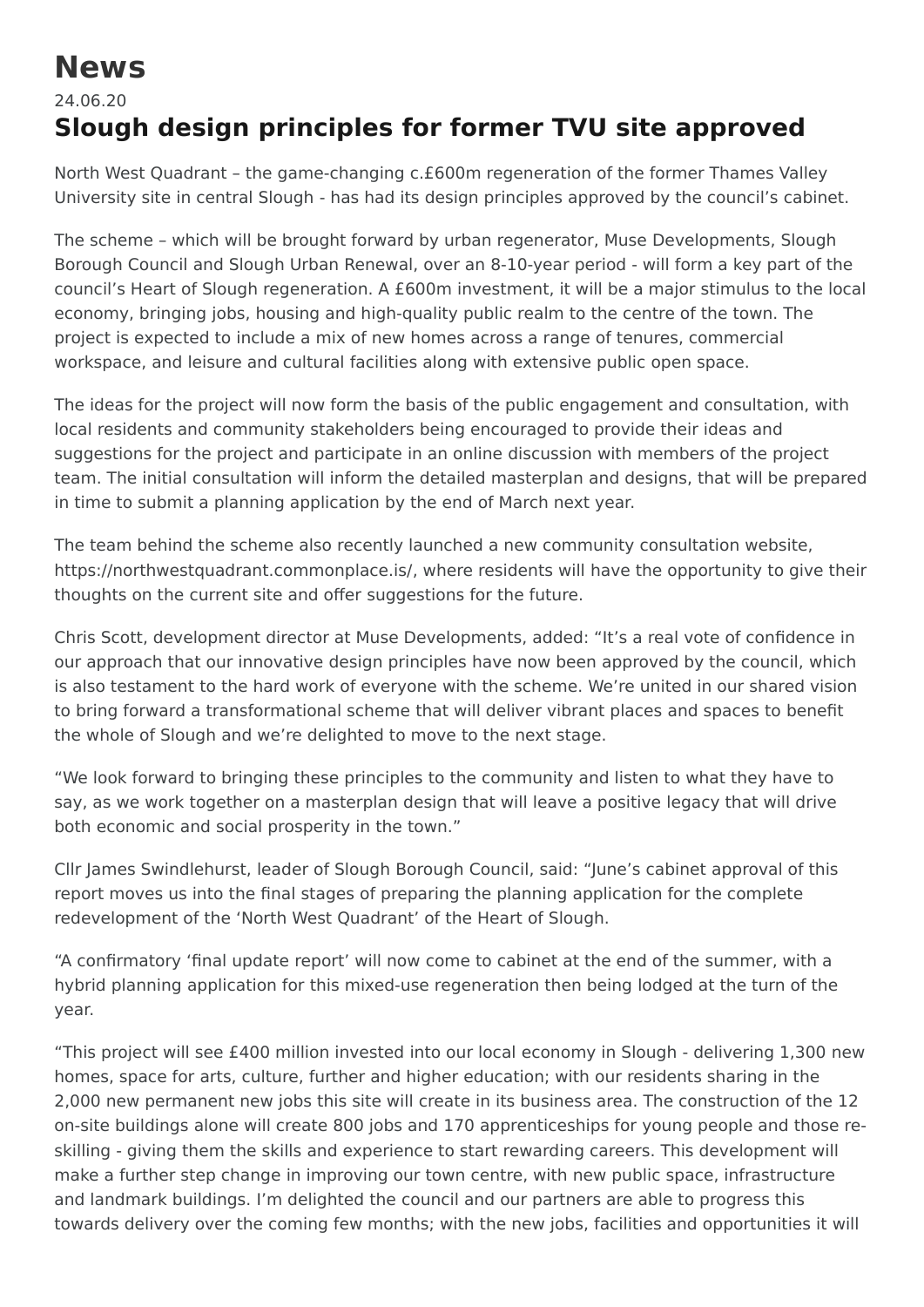# News

24.06.20

## Slough design principles for former TVU site approved

North West Quadrant – the game-changing c.£600m regeneration of the former Thames Valley University site in central Slough - has had its design principles approved by the council's cabinet.

The scheme – which will be brought forward by urban regenerator, Muse Developments, Slough Borough Council and Slough Urban Renewal, over an 8-10-year period - will form a key part of the council's Heart of Slough regeneration. A £600m investment, it will be a major stimulus to the local economy, bringing jobs, housing and high-quality public realm to the centre of the town. The project is expected to include a mix of new homes across a range of tenures, commercial workspace, and leisure and cultural facilities along with extensive public open space.

The ideas for the project will now form the basis of the public engagement and consultation, with local residents and community stakeholders being encouraged to provide their ideas and suggestions for the project and participate in an online discussion with members of the project team. The initial consultation will inform the detailed masterplan and designs, that will be prepared in time to submit a planning application by the end of March next year.

The team behind the scheme also recently launched a new community consultation website, https://northwestquadrant.commonplace.is/, where residents will have the opportunity to give their thoughts on the current site and offer suggestions for the future.

Chris Scott, development director at Muse Developments, added: "It's a real vote of confidence in our approach that our innovative design principles have now been approved by the council, which is also testament to the hard work of everyone with the scheme. We're united in our shared vision to bring forward a transformational scheme that will deliver vibrant places and spaces to benefit the whole of Slough and we're delighted to move to the next stage.

"We look forward to bringing these principles to the community and listen to what they have to say, as we work together on a masterplan design that will leave a positive legacy that will drive both economic and social prosperity in the town."

Cllr James Swindlehurst, leader of Slough Borough Council, said: "June's cabinet approval of this report moves us into the final stages of preparing the planning application for the complete redevelopment of the 'North West Quadrant' of the Heart of Slough.

"A confirmatory 'final update report' will now come to cabinet at the end of the summer, with a hybrid planning application for this mixed-use regeneration then being lodged at the turn of the year.

"This project will see £400 million invested into our local economy in Slough - delivering 1,300 new homes, space for arts, culture, further and higher education; with our residents sharing in the 2,000 new permanent new jobs this site will create in its business area. The construction of the 12 on-site buildings alone will create 800 jobs and 170 apprenticeships for young people and those re-skilling - giving them the skills and experience to start rewarding careers. This development will make a further step change in improving our town centre, with new public space, infrastructure and landmark buildings. I'm delighted the council and our partners are able to progress this towards delivery over the coming few months; with the new jobs, facilities and opportunities it will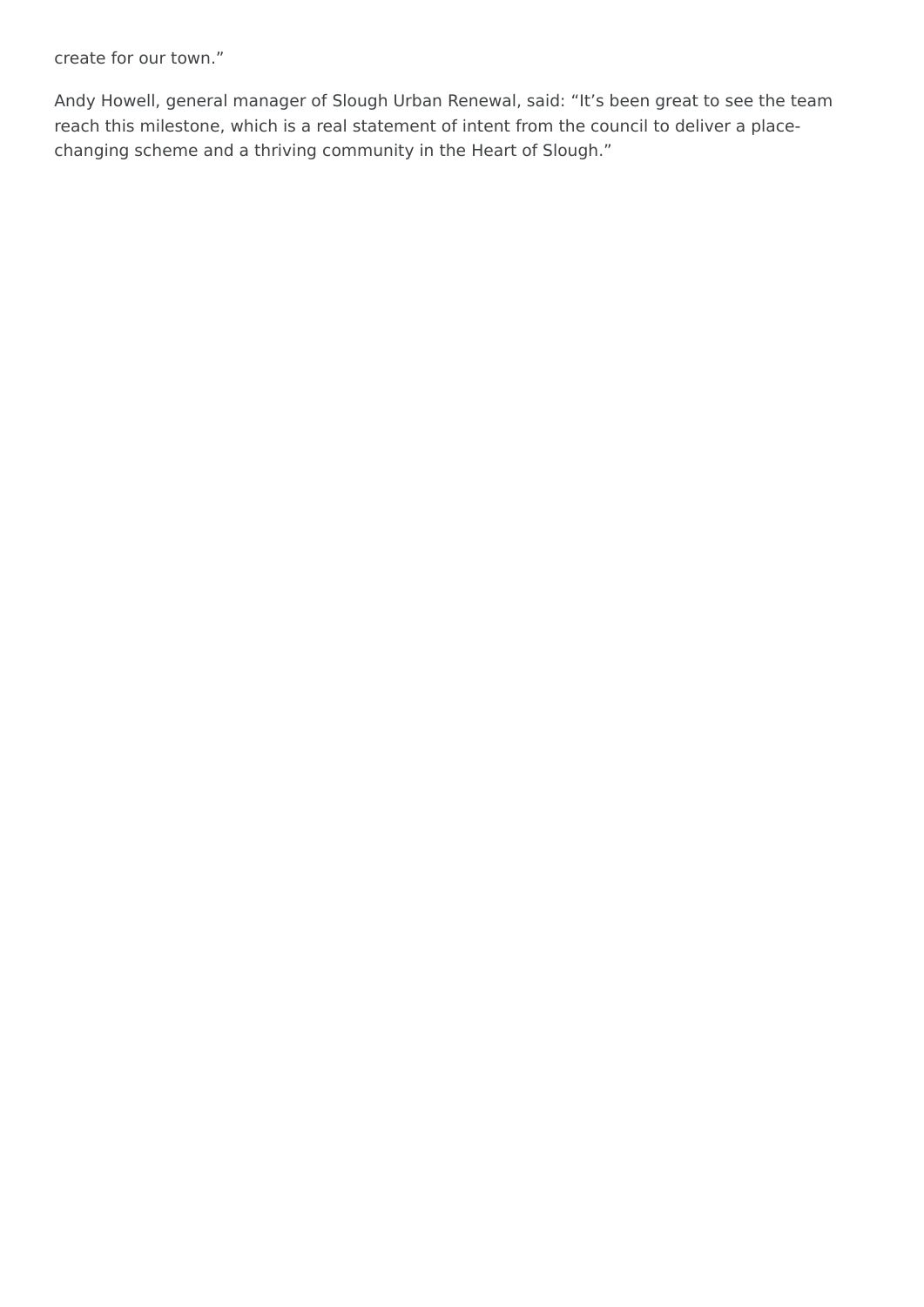create for our town."

Andy Howell, general manager of Slough Urban Renewal, said: "It's been great to see the team reach this milestone, which is a real statement of intent from the council to deliver a place-changing scheme and a thriving community in the Heart of Slough."